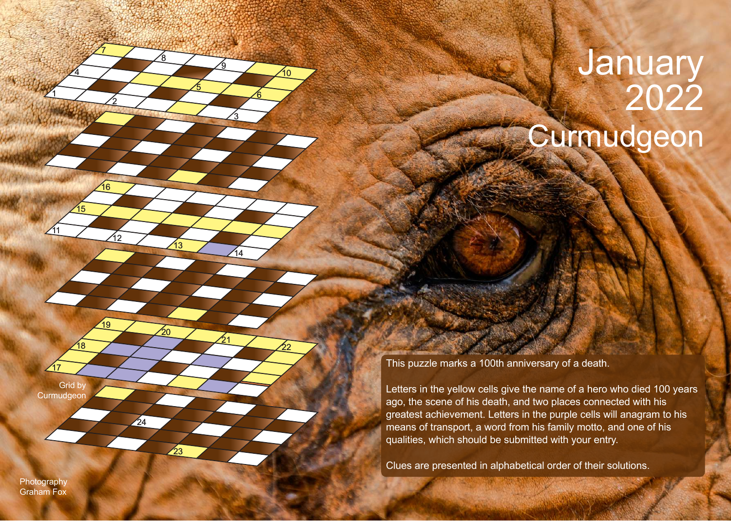# January 2022

# Curmudgeon

This puzzle marks a 100th anniversary of a death.

Letters in the yellow cells give the name of a hero who died 100 years ago, the scene of his death, and two places connected with his greatest achievement. Letters in the purple cells will anagram to his means of transport, a word from his family motto, and one of his qualities, which should be submitted with your entry.

Clues are presented in alphabetical order of their solutions.

Grid by Curmudgeon

Photography Graham Fox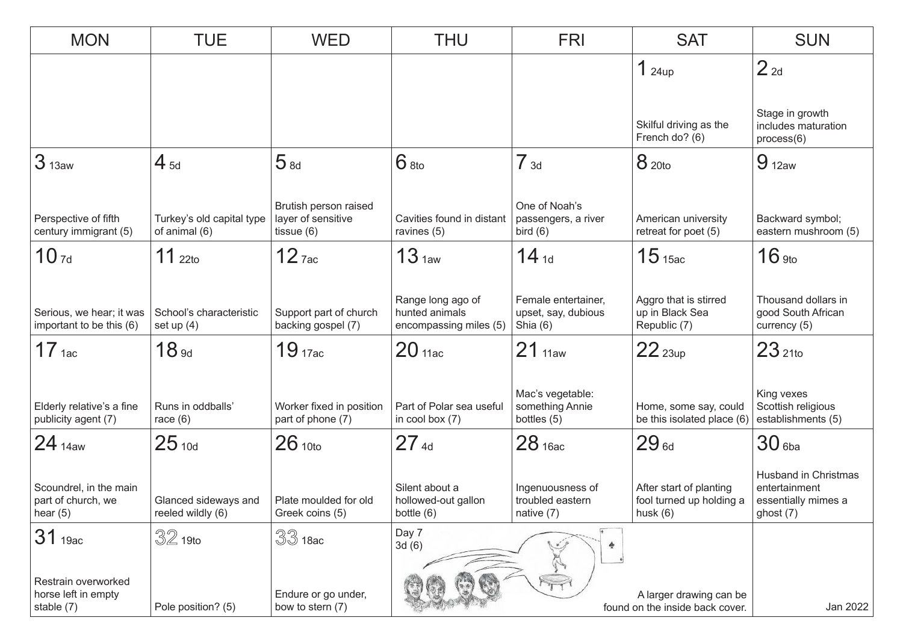| MON | TUE | WED | THU | FRI | SAT | SUN |
|---|---|---|---|---|---|---|
| | | | | | 1 24up<br><br>Skilful driving as the French do? (6) | 2 2d<br><br>Stage in growth includes maturation process(6) |
| 3 13aw<br><br>Perspective of fifth century immigrant (5) | 4 5d<br><br>Turkey's old capital type of animal (6) | 5 8d<br><br>Brutish person raised layer of sensitive tissue (6) | 6 8to<br><br>Cavities found in distant ravines (5) | 7 3d<br><br>One of Noah's passengers, a river bird (6) | 8 20to<br><br>American university retreat for poet (5) | 9 12aw<br><br>Backward symbol; eastern mushroom (5) |
| 10 7d<br><br>Serious, we hear; it was important to be this (6) | 11 22to<br><br>School's characteristic set up (4) | 12 7ac<br><br>Support part of church backing gospel (7) | 13 1aw<br><br>Range long ago of hunted animals encompassing miles (5) | 14 1d<br><br>Female entertainer, upset, say, dubious Shia (6) | 15 15ac<br><br>Aggro that is stirred up in Black Sea Republic (7) | 16 9to<br><br>Thousand dollars in good South African currency (5) |
| 17 1ac<br><br>Elderly relative's a fine publicity agent (7) | 18 9d<br><br>Runs in oddballs' race (6) | 19 17ac<br><br>Worker fixed in position part of phone (7) | 20 11ac<br><br>Part of Polar sea useful in cool box (7) | 21 11aw<br><br>Mac's vegetable: something Annie bottles (5) | 22 23up<br><br>Home, some say, could be this isolated place (6) | 23 21to<br><br>King vexes Scottish religious establishments (5) |
| 24 14aw<br><br>Scoundrel, in the main part of church, we hear (5) | 25 10d<br><br>Glanced sideways and reeled wildly (6) | 26 10to<br><br>Plate moulded for old Greek coins (5) | 27 4d<br><br>Silent about a hollowed-out gallon bottle (6) | 28 16ac<br><br>Ingenuousness of troubled eastern native (7) | 29 6d<br><br>After start of planting fool turned up holding a husk (6) | 30 6ba<br><br>Husband in Christmas entertainment essentially mimes a ghost (7) |
| 31 19ac<br><br>Restrain overworked horse left in empty stable (7) | 32 19to<br><br>Pole position? (5) | 33 18ac<br><br>Endure or go under, bow to stern (7) | Day 7<br>3d (6) | | A larger drawing can be found on the inside back cover. | Jan 2022 |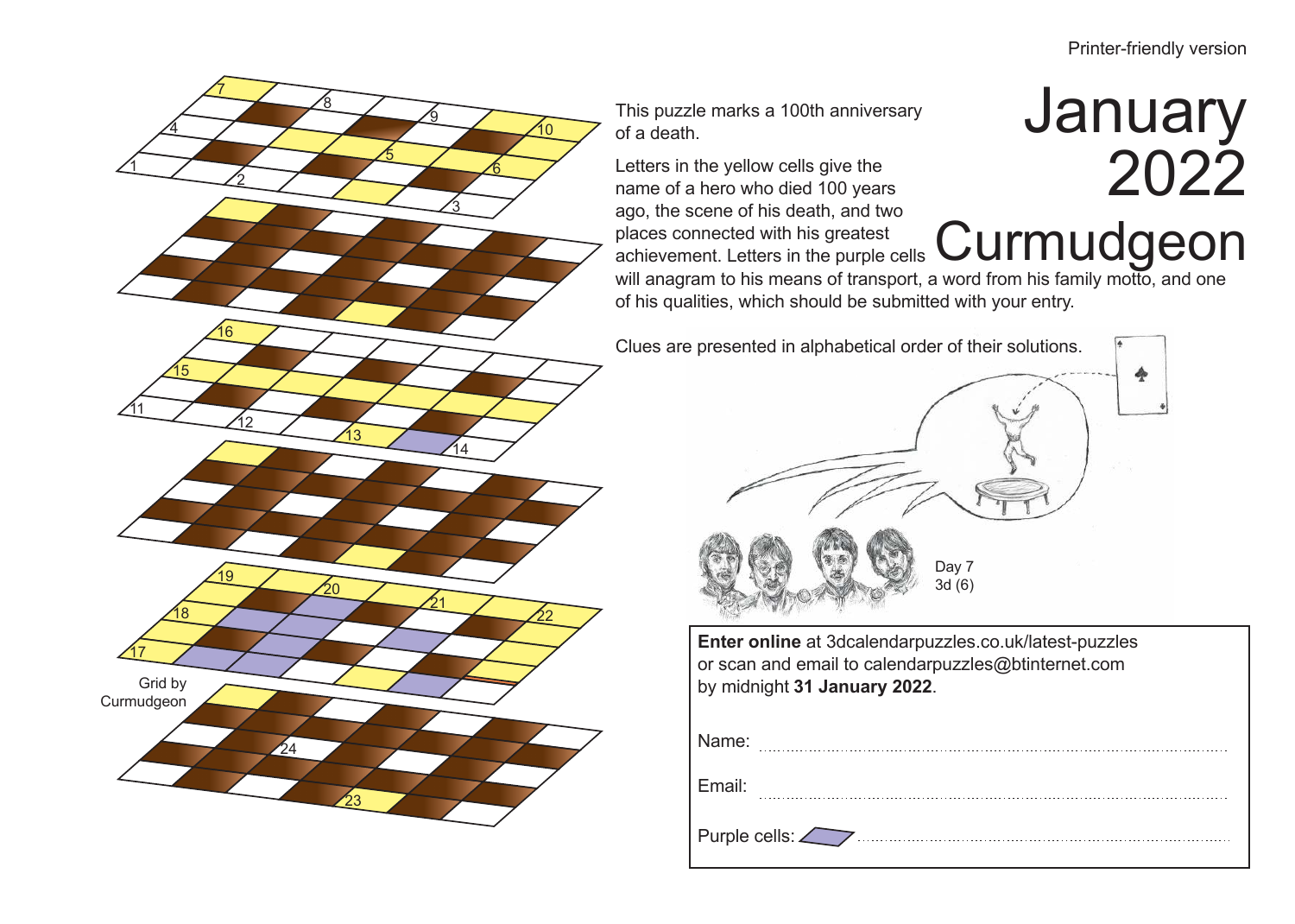Printer-friendly version

# January 2022

# Curmudgeon

This puzzle marks a 100th anniversary of a death.

Letters in the yellow cells give the name of a hero who died 100 years ago, the scene of his death, and two places connected with his greatest achievement. Letters in the purple cells will anagram to his means of transport, a word from his family motto, and one of his qualities, which should be submitted with your entry.

Clues are presented in alphabetical order of their solutions.

Day 7
3d (6)

Grid by Curmudgeon

**Enter online** at 3dcalendarpuzzles.co.uk/latest-puzzles or scan and email to calendarpuzzles@btinternet.com by midnight **31 January 2022**.

Name: ..............................

Email: ..............................

Purple cells: ..............................